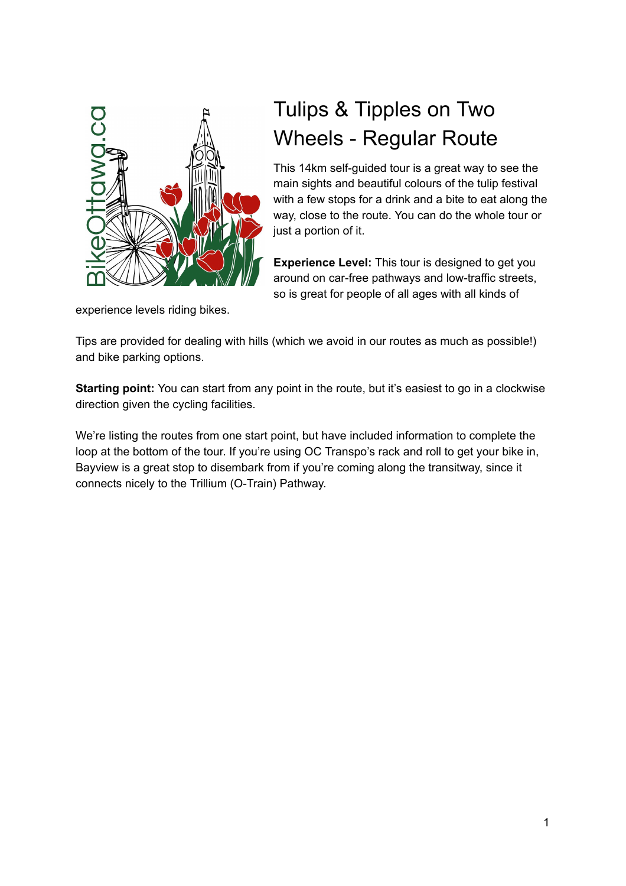# Tulips & Tipples on Two Wheels - Regular Route

This 14km self-guided tour is a great way to see the main sights and beautiful colours of the tulip festival with a few stops for a drink and a bite to eat along the way, close to the route. You can do the whole tour or just a portion of it.

**Experience Level:** This tour is designed to get you around on car-free pathways and low-traffic streets, so is great for people of all ages with all kinds of experience levels riding bikes.

Tips are provided for dealing with hills (which we avoid in our routes as much as possible!) and bike parking options.

**Starting point:** You can start from any point in the route, but it's easiest to go in a clockwise direction given the cycling facilities.

We're listing the routes from one start point, but have included information to complete the loop at the bottom of the tour. If you're using OC Transpo's rack and roll to get your bike in, Bayview is a great stop to disembark from if you're coming along the transitway, since it connects nicely to the Trillium (O-Train) Pathway.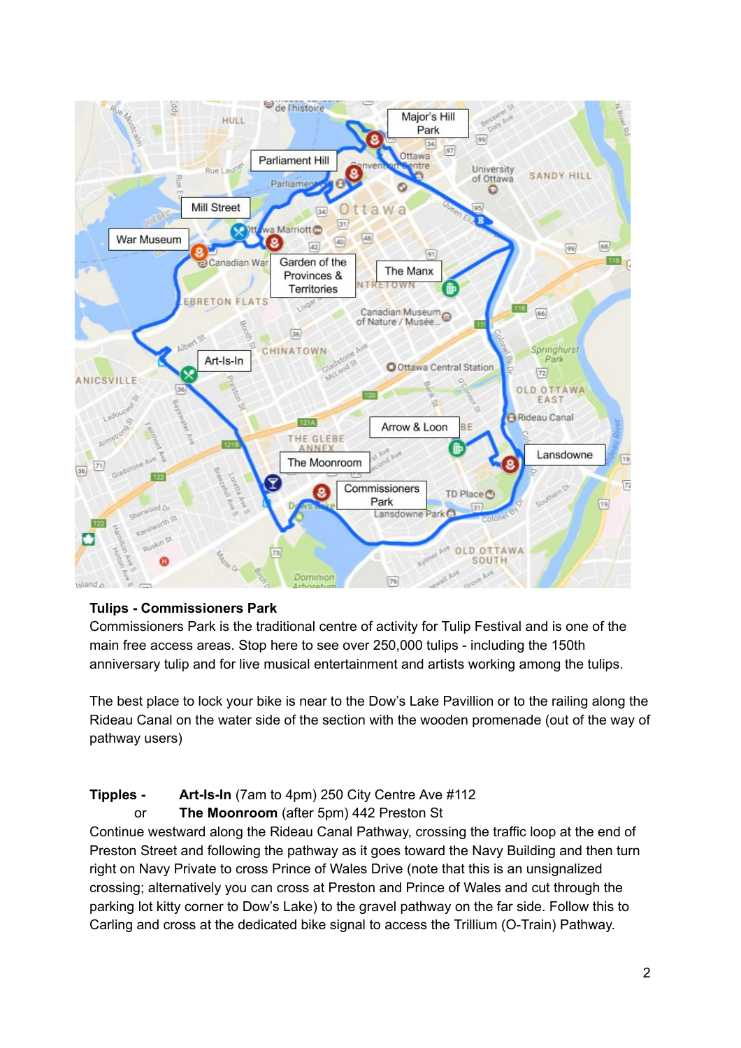**Tulips - Commissioners Park**

Commissioners Park is the traditional centre of activity for Tulip Festival and is one of the main free access areas. Stop here to see over 250,000 tulips - including the 150th anniversary tulip and for live musical entertainment and artists working among the tulips.

The best place to lock your bike is near to the Dow's Lake Pavillion or to the railing along the Rideau Canal on the water side of the section with the wooden promenade (out of the way of pathway users)

**Tipples -** **Art-Is-In** (7am to 4pm) 250 City Centre Ave #112
or **The Moonroom** (after 5pm) 442 Preston St

Continue westward along the Rideau Canal Pathway, crossing the traffic loop at the end of Preston Street and following the pathway as it goes toward the Navy Building and then turn right on Navy Private to cross Prince of Wales Drive (note that this is an unsignalized crossing; alternatively you can cross at Preston and Prince of Wales and cut through the parking lot kitty corner to Dow's Lake) to the gravel pathway on the far side. Follow this to Carling and cross at the dedicated bike signal to access the Trillium (O-Train) Pathway.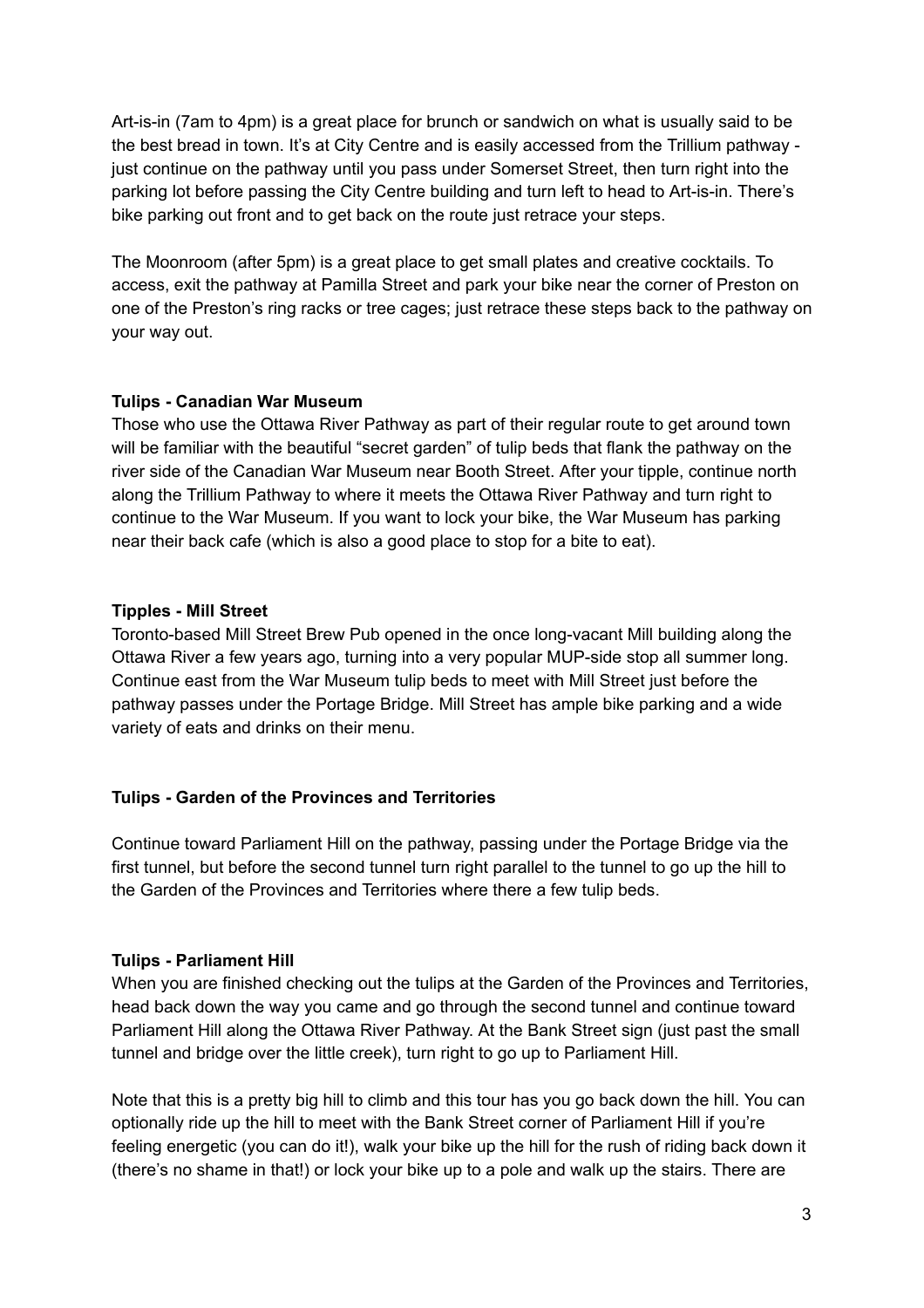Art-is-in (7am to 4pm) is a great place for brunch or sandwich on what is usually said to be the best bread in town. It's at City Centre and is easily accessed from the Trillium pathway - just continue on the pathway until you pass under Somerset Street, then turn right into the parking lot before passing the City Centre building and turn left to head to Art-is-in. There's bike parking out front and to get back on the route just retrace your steps.

The Moonroom (after 5pm) is a great place to get small plates and creative cocktails. To access, exit the pathway at Pamilla Street and park your bike near the corner of Preston on one of the Preston's ring racks or tree cages; just retrace these steps back to the pathway on your way out.

**Tulips - Canadian War Museum**

Those who use the Ottawa River Pathway as part of their regular route to get around town will be familiar with the beautiful "secret garden" of tulip beds that flank the pathway on the river side of the Canadian War Museum near Booth Street. After your tipple, continue north along the Trillium Pathway to where it meets the Ottawa River Pathway and turn right to continue to the War Museum. If you want to lock your bike, the War Museum has parking near their back cafe (which is also a good place to stop for a bite to eat).

**Tipples - Mill Street**

Toronto-based Mill Street Brew Pub opened in the once long-vacant Mill building along the Ottawa River a few years ago, turning into a very popular MUP-side stop all summer long. Continue east from the War Museum tulip beds to meet with Mill Street just before the pathway passes under the Portage Bridge. Mill Street has ample bike parking and a wide variety of eats and drinks on their menu.

**Tulips - Garden of the Provinces and Territories**

Continue toward Parliament Hill on the pathway, passing under the Portage Bridge via the first tunnel, but before the second tunnel turn right parallel to the tunnel to go up the hill to the Garden of the Provinces and Territories where there a few tulip beds.

**Tulips - Parliament Hill**

When you are finished checking out the tulips at the Garden of the Provinces and Territories, head back down the way you came and go through the second tunnel and continue toward Parliament Hill along the Ottawa River Pathway. At the Bank Street sign (just past the small tunnel and bridge over the little creek), turn right to go up to Parliament Hill.

Note that this is a pretty big hill to climb and this tour has you go back down the hill. You can optionally ride up the hill to meet with the Bank Street corner of Parliament Hill if you're feeling energetic (you can do it!), walk your bike up the hill for the rush of riding back down it (there's no shame in that!) or lock your bike up to a pole and walk up the stairs. There are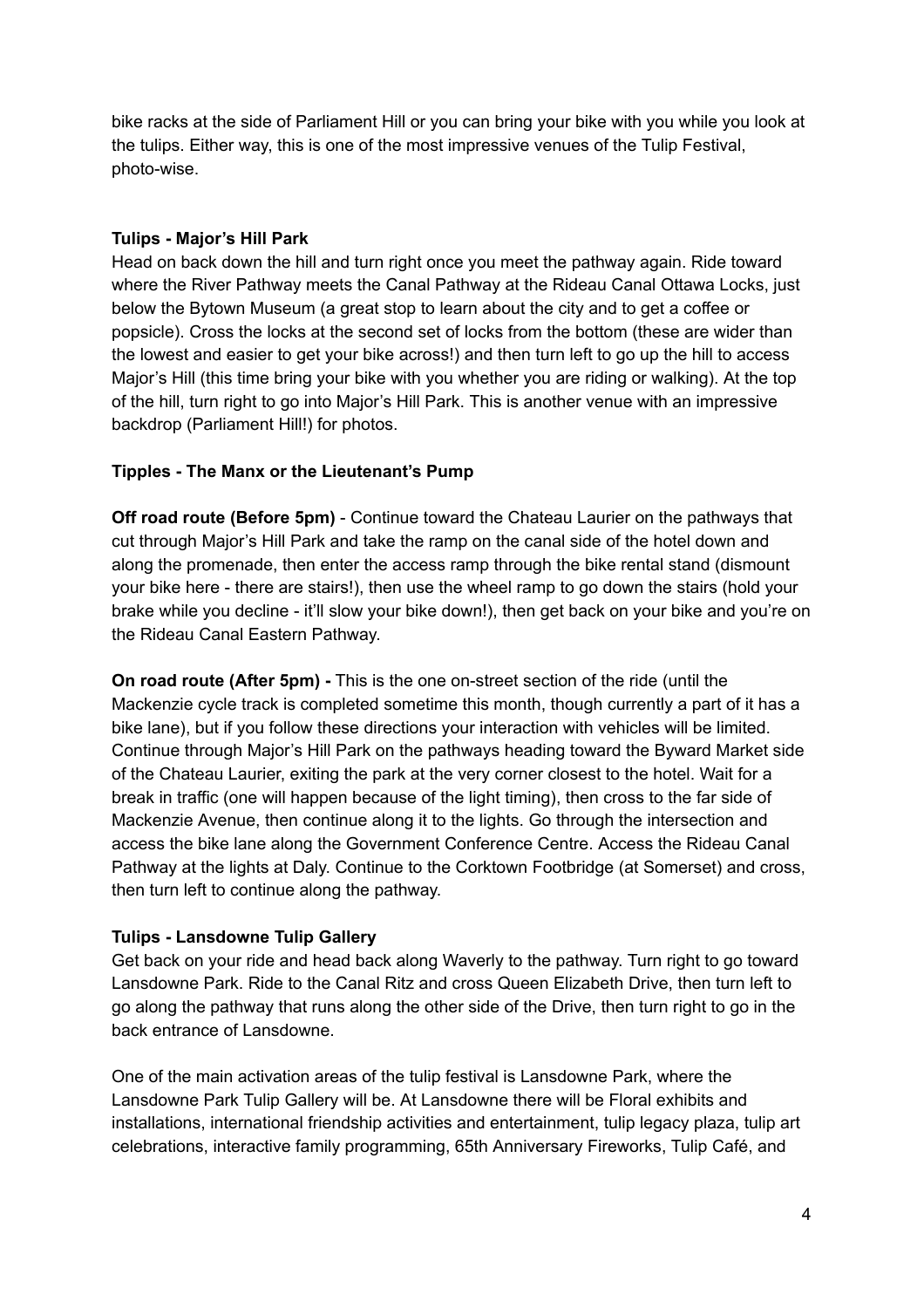bike racks at the side of Parliament Hill or you can bring your bike with you while you look at the tulips. Either way, this is one of the most impressive venues of the Tulip Festival, photo-wise.

**Tulips - Major's Hill Park**

Head on back down the hill and turn right once you meet the pathway again. Ride toward where the River Pathway meets the Canal Pathway at the Rideau Canal Ottawa Locks, just below the Bytown Museum (a great stop to learn about the city and to get a coffee or popsicle). Cross the locks at the second set of locks from the bottom (these are wider than the lowest and easier to get your bike across!) and then turn left to go up the hill to access Major's Hill (this time bring your bike with you whether you are riding or walking). At the top of the hill, turn right to go into Major's Hill Park. This is another venue with an impressive backdrop (Parliament Hill!) for photos.

**Tipples - The Manx or the Lieutenant's Pump**

**Off road route (Before 5pm)** - Continue toward the Chateau Laurier on the pathways that cut through Major's Hill Park and take the ramp on the canal side of the hotel down and along the promenade, then enter the access ramp through the bike rental stand (dismount your bike here - there are stairs!), then use the wheel ramp to go down the stairs (hold your brake while you decline - it'll slow your bike down!), then get back on your bike and you're on the Rideau Canal Eastern Pathway.

**On road route (After 5pm) -** This is the one on-street section of the ride (until the Mackenzie cycle track is completed sometime this month, though currently a part of it has a bike lane), but if you follow these directions your interaction with vehicles will be limited. Continue through Major's Hill Park on the pathways heading toward the Byward Market side of the Chateau Laurier, exiting the park at the very corner closest to the hotel. Wait for a break in traffic (one will happen because of the light timing), then cross to the far side of Mackenzie Avenue, then continue along it to the lights. Go through the intersection and access the bike lane along the Government Conference Centre. Access the Rideau Canal Pathway at the lights at Daly. Continue to the Corktown Footbridge (at Somerset) and cross, then turn left to continue along the pathway.

**Tulips - Lansdowne Tulip Gallery**

Get back on your ride and head back along Waverly to the pathway. Turn right to go toward Lansdowne Park. Ride to the Canal Ritz and cross Queen Elizabeth Drive, then turn left to go along the pathway that runs along the other side of the Drive, then turn right to go in the back entrance of Lansdowne.

One of the main activation areas of the tulip festival is Lansdowne Park, where the Lansdowne Park Tulip Gallery will be. At Lansdowne there will be Floral exhibits and installations, international friendship activities and entertainment, tulip legacy plaza, tulip art celebrations, interactive family programming, 65th Anniversary Fireworks, Tulip Café, and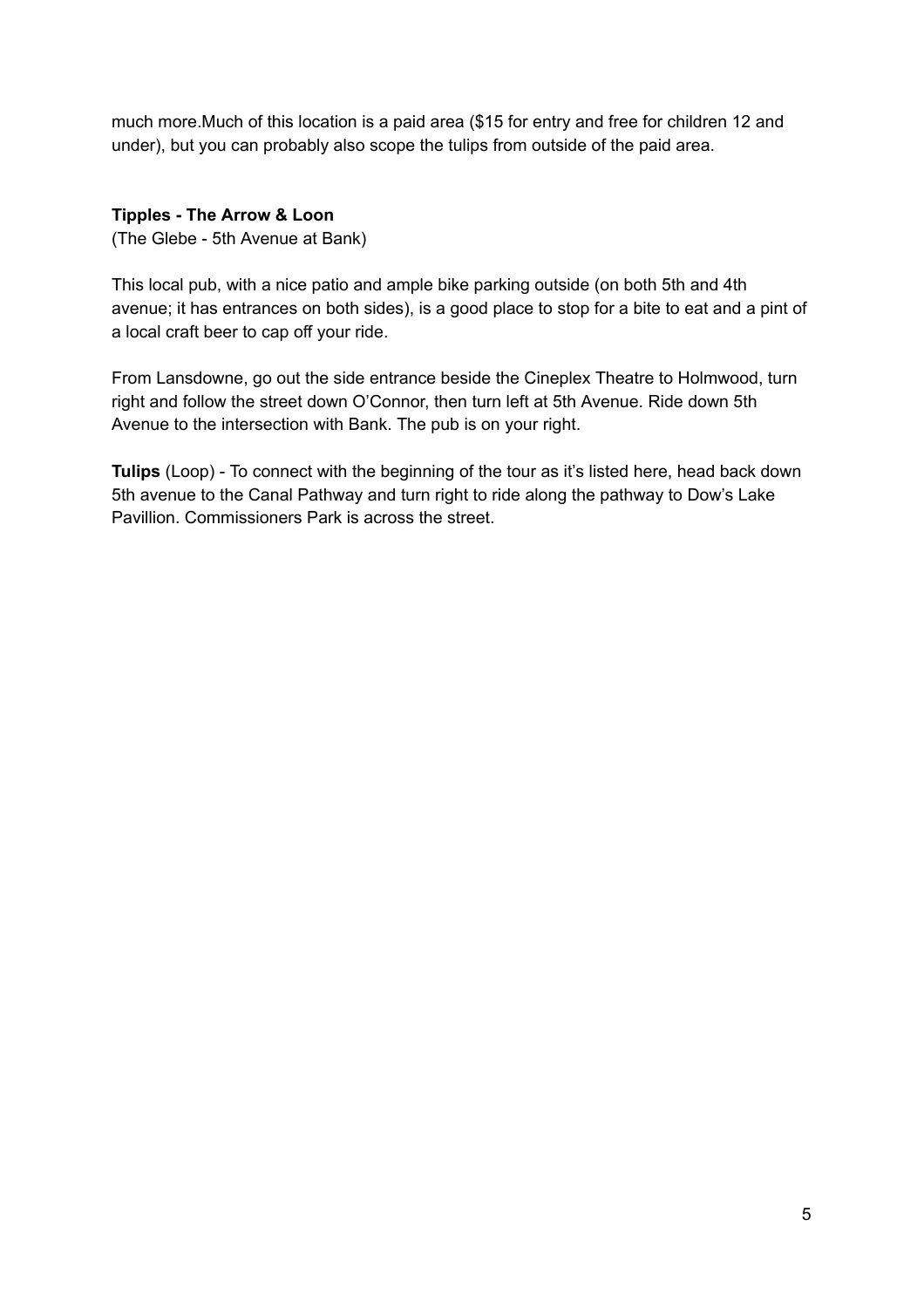much more.Much of this location is a paid area ($15 for entry and free for children 12 and under), but you can probably also scope the tulips from outside of the paid area.

**Tipples - The Arrow & Loon**
(The Glebe - 5th Avenue at Bank)

This local pub, with a nice patio and ample bike parking outside (on both 5th and 4th avenue; it has entrances on both sides), is a good place to stop for a bite to eat and a pint of a local craft beer to cap off your ride.

From Lansdowne, go out the side entrance beside the Cineplex Theatre to Holmwood, turn right and follow the street down O'Connor, then turn left at 5th Avenue. Ride down 5th Avenue to the intersection with Bank. The pub is on your right.

**Tulips** (Loop) - To connect with the beginning of the tour as it's listed here, head back down 5th avenue to the Canal Pathway and turn right to ride along the pathway to Dow's Lake Pavillion. Commissioners Park is across the street.